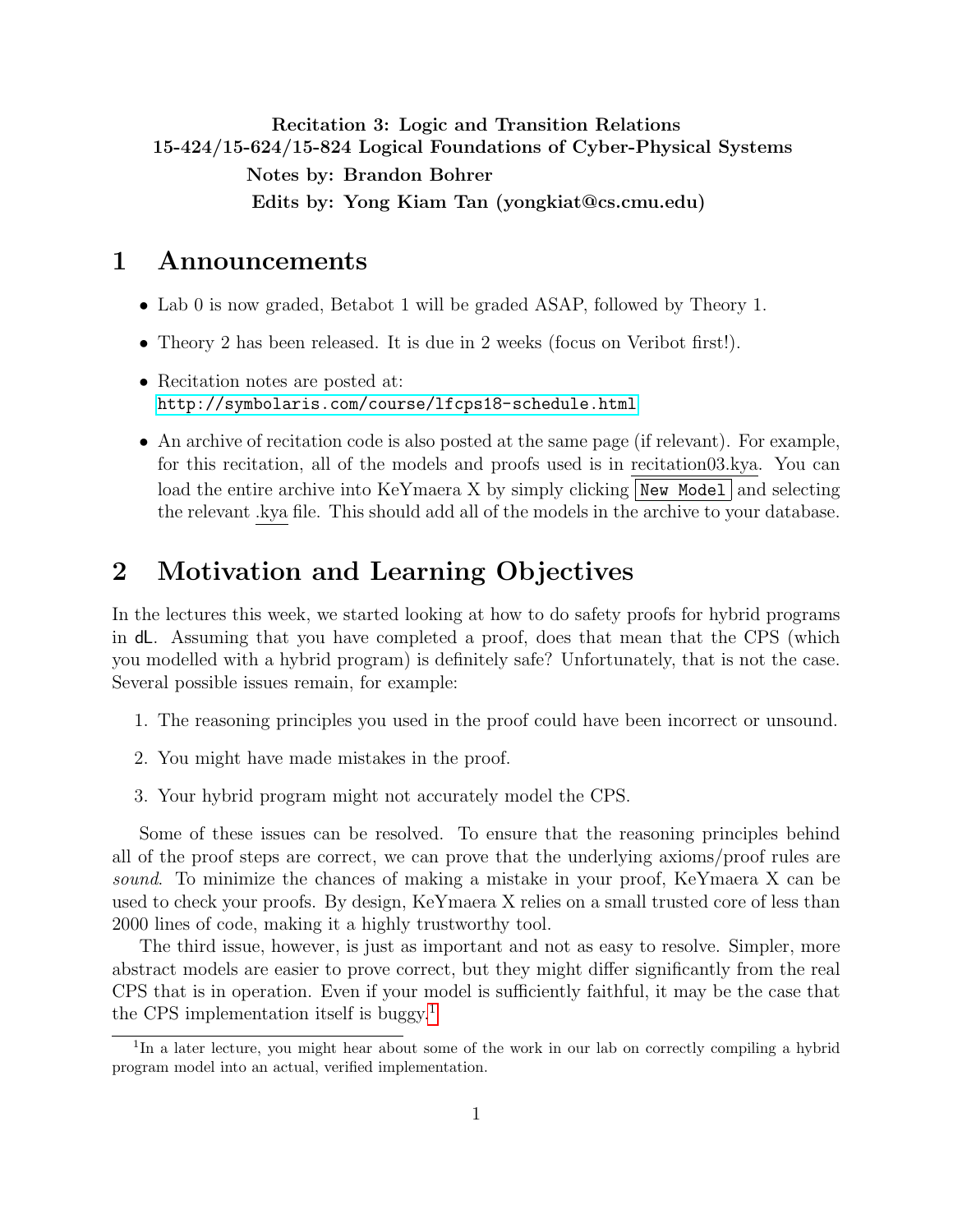**Recitation 3: Logic and Transition Relations**
**15-424/15-624/15-824 Logical Foundations of Cyber-Physical Systems**
**Notes by: Brandon Bohrer**
**Edits by: Yong Kiam Tan (yongkiat@cs.cmu.edu)**

# 1 Announcements

- Lab 0 is now graded, Betabot 1 will be graded ASAP, followed by Theory 1.
- Theory 2 has been released. It is due in 2 weeks (focus on Veribot first!).
- Recitation notes are posted at:
  http://symbolaris.com/course/lfcps18-schedule.html
- An archive of recitation code is also posted at the same page (if relevant). For example, for this recitation, all of the models and proofs used is in recitation03.kya. You can load the entire archive into KeYmaera X by simply clicking `New Model` and selecting the relevant .kya file. This should add all of the models in the archive to your database.

# 2 Motivation and Learning Objectives

In the lectures this week, we started looking at how to do safety proofs for hybrid programs in dL. Assuming that you have completed a proof, does that mean that the CPS (which you modelled with a hybrid program) is definitely safe? Unfortunately, that is not the case. Several possible issues remain, for example:

1. The reasoning principles you used in the proof could have been incorrect or unsound.
2. You might have made mistakes in the proof.
3. Your hybrid program might not accurately model the CPS.

Some of these issues can be resolved. To ensure that the reasoning principles behind all of the proof steps are correct, we can prove that the underlying axioms/proof rules are *sound*. To minimize the chances of making a mistake in your proof, KeYmaera X can be used to check your proofs. By design, KeYmaera X relies on a small trusted core of less than 2000 lines of code, making it a highly trustworthy tool.

The third issue, however, is just as important and not as easy to resolve. Simpler, more abstract models are easier to prove correct, but they might differ significantly from the real CPS that is in operation. Even if your model is sufficiently faithful, it may be the case that the CPS implementation itself is buggy.[1]

[1] In a later lecture, you might hear about some of the work in our lab on correctly compiling a hybrid program model into an actual, verified implementation.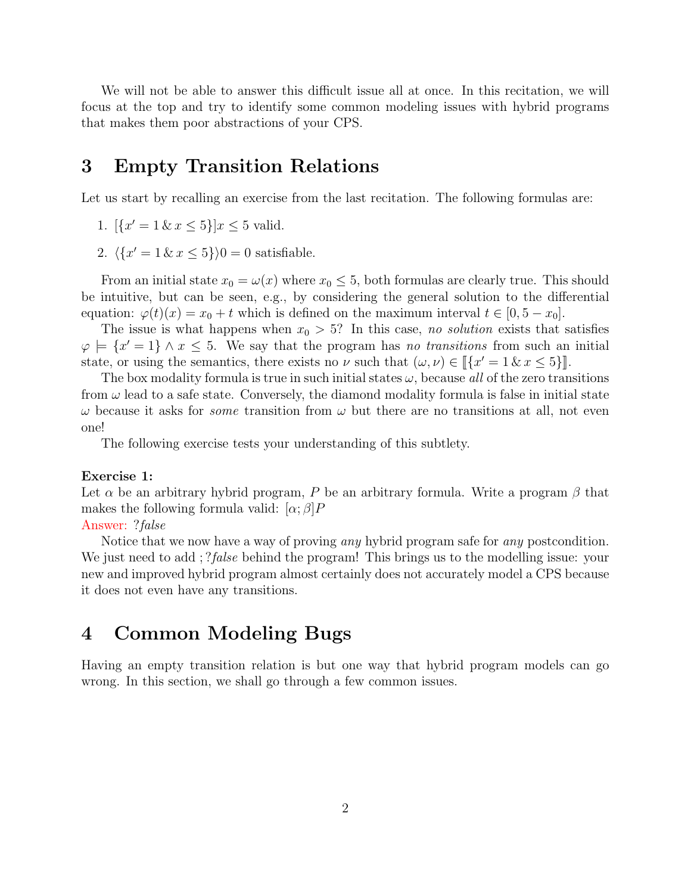We will not be able to answer this difficult issue all at once. In this recitation, we will focus at the top and try to identify some common modeling issues with hybrid programs that makes them poor abstractions of your CPS.

## 3 Empty Transition Relations

Let us start by recalling an exercise from the last recitation. The following formulas are:

1. $[\{x' = 1 \,\&\, x \leq 5\}]x \leq 5$ valid.
2. $\langle\{x' = 1 \,\&\, x \leq 5\}\rangle 0 = 0$ satisfiable.

From an initial state $x_0 = \omega(x)$ where $x_0 \leq 5$, both formulas are clearly true. This should be intuitive, but can be seen, e.g., by considering the general solution to the differential equation: $\varphi(t)(x) = x_0 + t$ which is defined on the maximum interval $t \in [0, 5 - x_0]$.

The issue is what happens when $x_0 > 5$? In this case, *no solution* exists that satisfies $\varphi \models \{x' = 1\} \wedge x \leq 5$. We say that the program has *no transitions* from such an initial state, or using the semantics, there exists no $\nu$ such that $(\omega, \nu) \in [\![\{x' = 1 \,\&\, x \leq 5\}]\!]$.

The box modality formula is true in such initial states $\omega$, because *all* of the zero transitions from $\omega$ lead to a safe state. Conversely, the diamond modality formula is false in initial state $\omega$ because it asks for *some* transition from $\omega$ but there are no transitions at all, not even one!

The following exercise tests your understanding of this subtlety.

**Exercise 1:**
Let $\alpha$ be an arbitrary hybrid program, $P$ be an arbitrary formula. Write a program $\beta$ that makes the following formula valid: $[\alpha; \beta]P$
Answer: $?false$

Notice that we now have a way of proving *any* hybrid program safe for *any* postcondition. We just need to add $;?false$ behind the program! This brings us to the modelling issue: your new and improved hybrid program almost certainly does not accurately model a CPS because it does not even have any transitions.

## 4 Common Modeling Bugs

Having an empty transition relation is but one way that hybrid program models can go wrong. In this section, we shall go through a few common issues.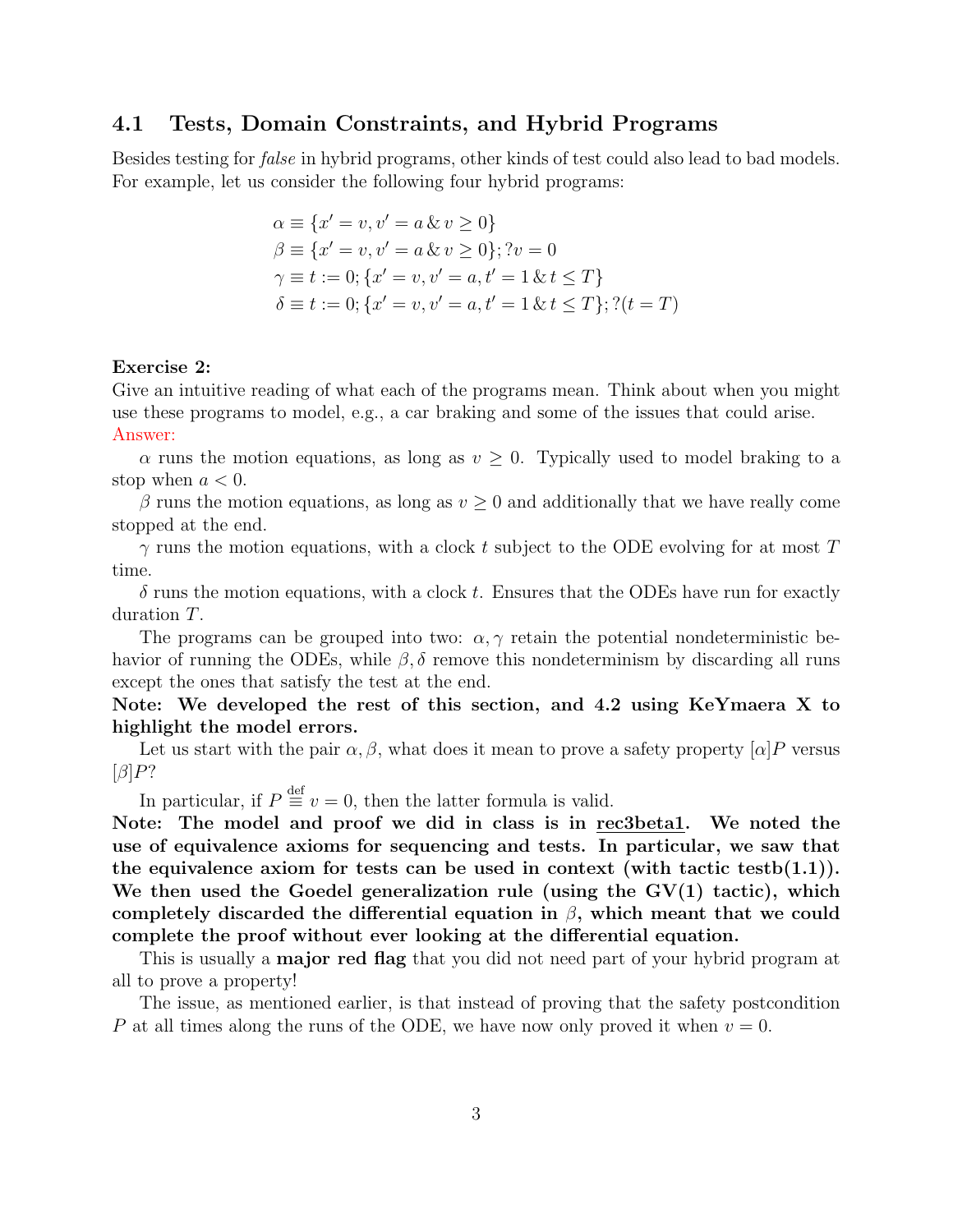## 4.1 Tests, Domain Constraints, and Hybrid Programs

Besides testing for *false* in hybrid programs, other kinds of test could also lead to bad models. For example, let us consider the following four hybrid programs:

$$
\begin{aligned}
\alpha &\equiv \{x' = v, v' = a \,\&\, v \geq 0\} \\
\beta &\equiv \{x' = v, v' = a \,\&\, v \geq 0\}; ?v = 0 \\
\gamma &\equiv t := 0; \{x' = v, v' = a, t' = 1 \,\&\, t \leq T\} \\
\delta &\equiv t := 0; \{x' = v, v' = a, t' = 1 \,\&\, t \leq T\}; ?(t = T)
\end{aligned}
$$

**Exercise 2:**
Give an intuitive reading of what each of the programs mean. Think about when you might use these programs to model, e.g., a car braking and some of the issues that could arise.
Answer:

$\alpha$ runs the motion equations, as long as $v \geq 0$. Typically used to model braking to a stop when $a < 0$.

$\beta$ runs the motion equations, as long as $v \geq 0$ and additionally that we have really come stopped at the end.

$\gamma$ runs the motion equations, with a clock $t$ subject to the ODE evolving for at most $T$ time.

$\delta$ runs the motion equations, with a clock $t$. Ensures that the ODEs have run for exactly duration $T$.

The programs can be grouped into two: $\alpha, \gamma$ retain the potential nondeterministic behavior of running the ODEs, while $\beta, \delta$ remove this nondeterminism by discarding all runs except the ones that satisfy the test at the end.

**Note: We developed the rest of this section, and 4.2 using KeYmaera X to highlight the model errors.**

Let us start with the pair $\alpha, \beta$, what does it mean to prove a safety property $[\alpha]P$ versus $[\beta]P$?

In particular, if $P \stackrel{\text{def}}{\equiv} v = 0$, then the latter formula is valid.

**Note: The model and proof we did in class is in rec3beta1. We noted the use of equivalence axioms for sequencing and tests. In particular, we saw that the equivalence axiom for tests can be used in context (with tactic testb(1.1)). We then used the Goedel generalization rule (using the GV(1) tactic), which completely discarded the differential equation in $\beta$, which meant that we could complete the proof without ever looking at the differential equation.**

This is usually a **major red flag** that you did not need part of your hybrid program at all to prove a property!

The issue, as mentioned earlier, is that instead of proving that the safety postcondition $P$ at all times along the runs of the ODE, we have now only proved it when $v = 0$.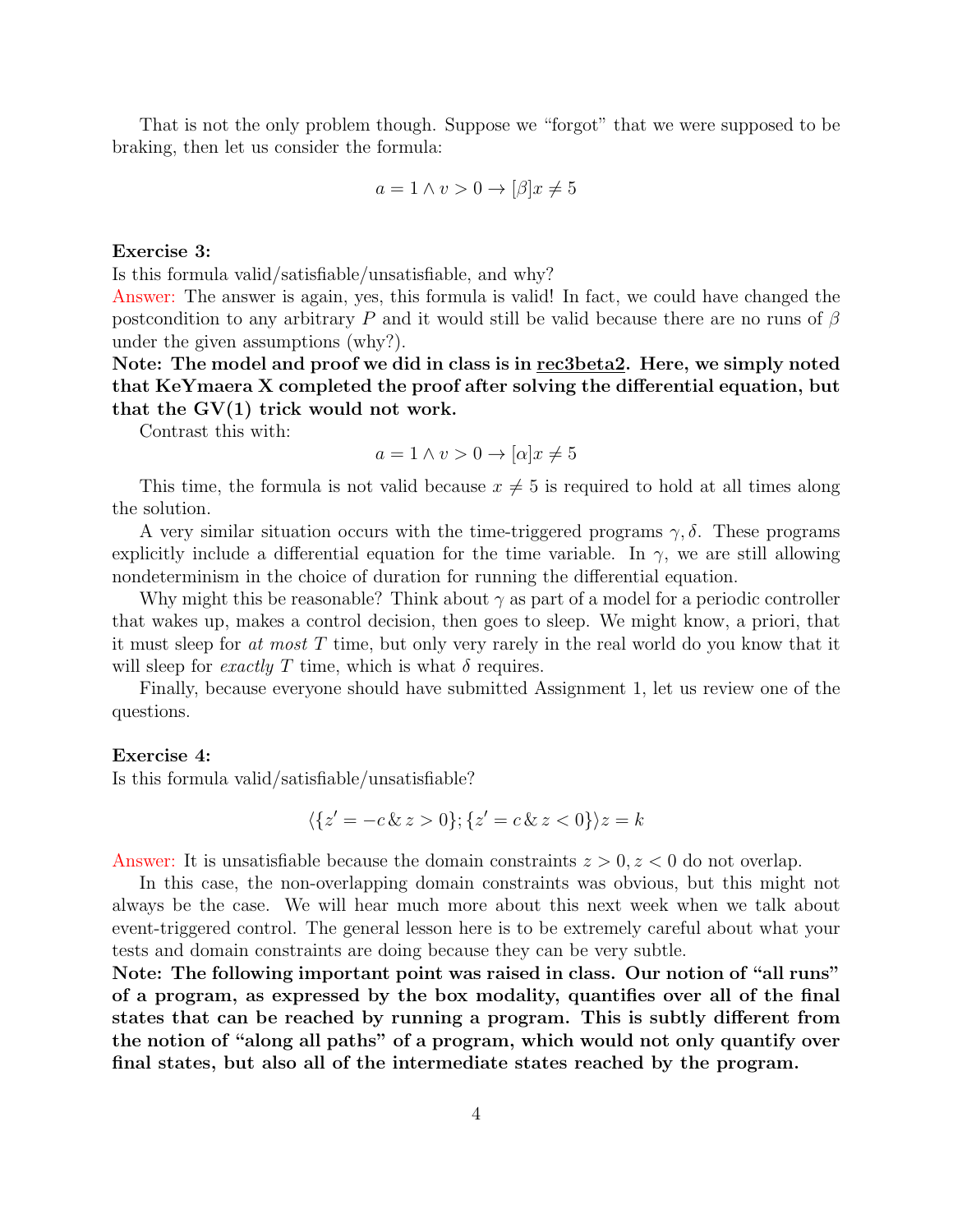That is not the only problem though. Suppose we "forgot" that we were supposed to be braking, then let us consider the formula:

$$a = 1 \land v > 0 \rightarrow [\beta]x \neq 5$$

**Exercise 3:**
Is this formula valid/satisfiable/unsatisfiable, and why?
Answer: The answer is again, yes, this formula is valid! In fact, we could have changed the postcondition to any arbitrary $P$ and it would still be valid because there are no runs of $\beta$ under the given assumptions (why?).
**Note: The model and proof we did in class is in rec3beta2. Here, we simply noted that KeYmaera X completed the proof after solving the differential equation, but that the GV(1) trick would not work.**

Contrast this with:

$$a = 1 \land v > 0 \rightarrow [\alpha]x \neq 5$$

This time, the formula is not valid because $x \neq 5$ is required to hold at all times along the solution.

A very similar situation occurs with the time-triggered programs $\gamma, \delta$. These programs explicitly include a differential equation for the time variable. In $\gamma$, we are still allowing nondeterminism in the choice of duration for running the differential equation.

Why might this be reasonable? Think about $\gamma$ as part of a model for a periodic controller that wakes up, makes a control decision, then goes to sleep. We might know, a priori, that it must sleep for *at most* $T$ time, but only very rarely in the real world do you know that it will sleep for *exactly* $T$ time, which is what $\delta$ requires.

Finally, because everyone should have submitted Assignment 1, let us review one of the questions.

**Exercise 4:**
Is this formula valid/satisfiable/unsatisfiable?

$$\langle\{z' = -c \,\&\, z > 0\}; \{z' = c \,\&\, z < 0\}\rangle z = k$$

Answer: It is unsatisfiable because the domain constraints $z > 0, z < 0$ do not overlap.

In this case, the non-overlapping domain constraints was obvious, but this might not always be the case. We will hear much more about this next week when we talk about event-triggered control. The general lesson here is to be extremely careful about what your tests and domain constraints are doing because they can be very subtle.
**Note: The following important point was raised in class. Our notion of "all runs" of a program, as expressed by the box modality, quantifies over all of the final states that can be reached by running a program. This is subtly different from the notion of "along all paths" of a program, which would not only quantify over final states, but also all of the intermediate states reached by the program.**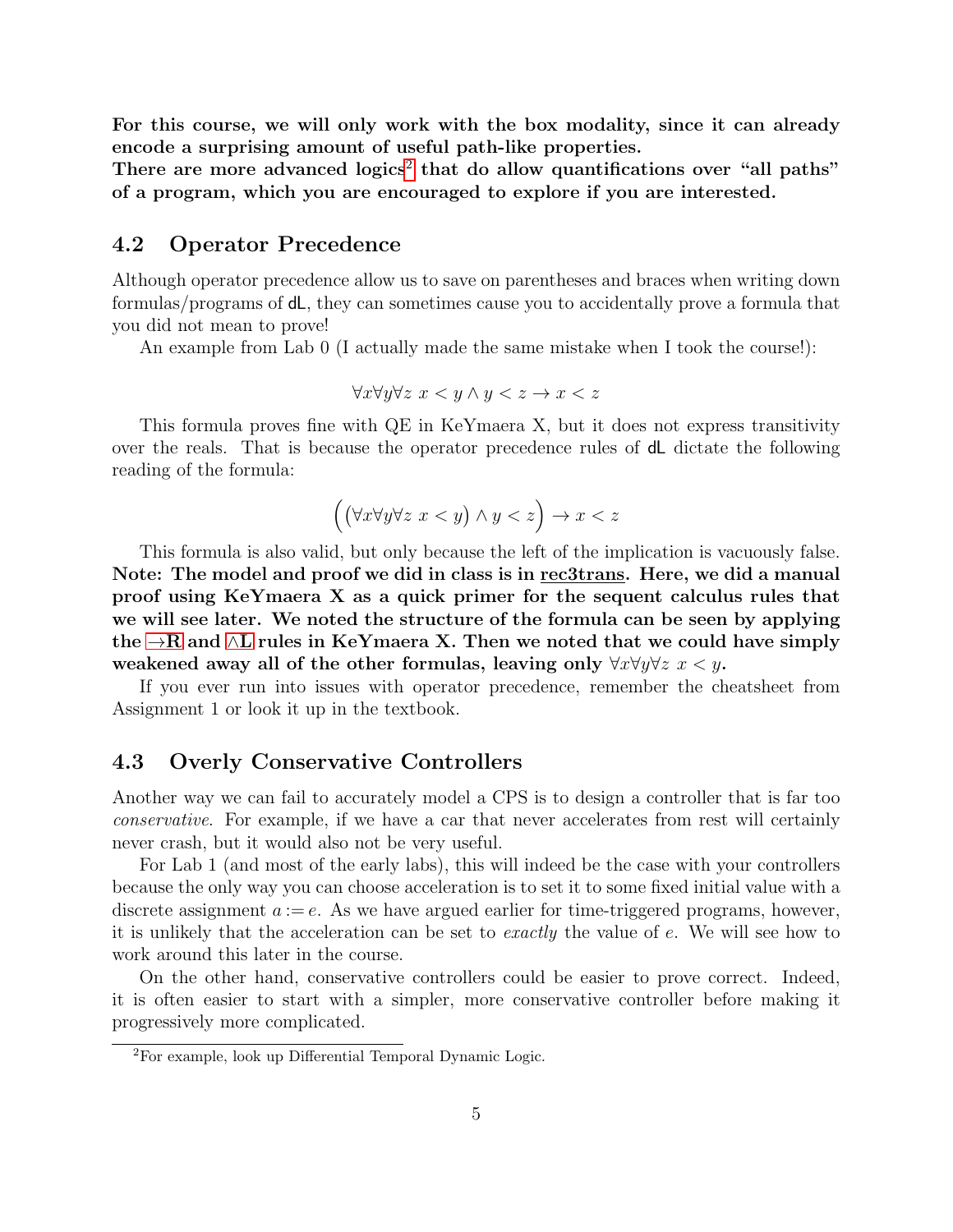**For this course, we will only work with the box modality, since it can already encode a surprising amount of useful path-like properties.**
**There are more advanced logics[2] that do allow quantifications over "all paths" of a program, which you are encouraged to explore if you are interested.**

## 4.2 Operator Precedence

Although operator precedence allow us to save on parentheses and braces when writing down formulas/programs of dL, they can sometimes cause you to accidentally prove a formula that you did not mean to prove!

An example from Lab 0 (I actually made the same mistake when I took the course!):

$$\forall x \forall y \forall z \; x < y \land y < z \rightarrow x < z$$

This formula proves fine with QE in KeYmaera X, but it does not express transitivity over the reals. That is because the operator precedence rules of dL dictate the following reading of the formula:

$$\Big( \left( \forall x \forall y \forall z \; x < y \right) \land y < z \Big) \rightarrow x < z$$

This formula is also valid, but only because the left of the implication is vacuously false. **Note: The model and proof we did in class is in rec3trans. Here, we did a manual proof using KeYmaera X as a quick primer for the sequent calculus rules that we will see later. We noted the structure of the formula can be seen by applying the →R and ∧L rules in KeYmaera X. Then we noted that we could have simply weakened away all of the other formulas, leaving only $\forall x \forall y \forall z \; x < y$.**

If you ever run into issues with operator precedence, remember the cheatsheet from Assignment 1 or look it up in the textbook.

## 4.3 Overly Conservative Controllers

Another way we can fail to accurately model a CPS is to design a controller that is far too *conservative*. For example, if we have a car that never accelerates from rest will certainly never crash, but it would also not be very useful.

For Lab 1 (and most of the early labs), this will indeed be the case with your controllers because the only way you can choose acceleration is to set it to some fixed initial value with a discrete assignment $a := e$. As we have argued earlier for time-triggered programs, however, it is unlikely that the acceleration can be set to *exactly* the value of $e$. We will see how to work around this later in the course.

On the other hand, conservative controllers could be easier to prove correct. Indeed, it is often easier to start with a simpler, more conservative controller before making it progressively more complicated.

[2]For example, look up Differential Temporal Dynamic Logic.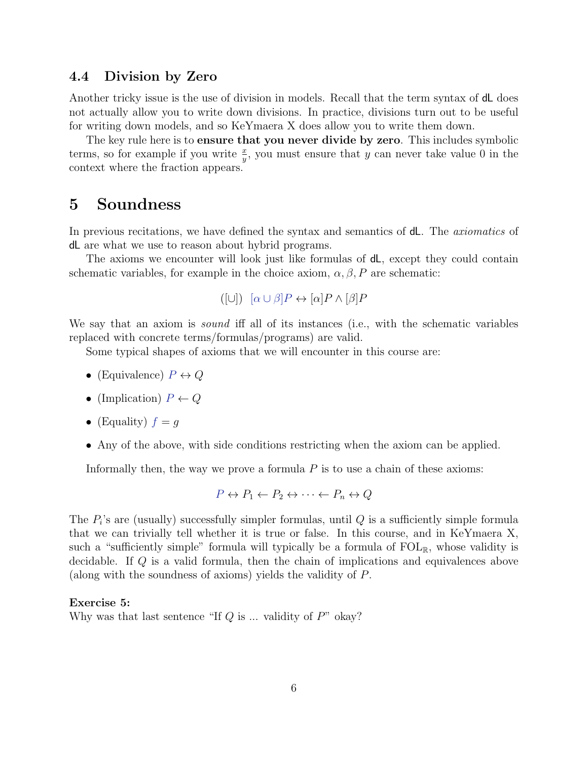### 4.4 Division by Zero

Another tricky issue is the use of division in models. Recall that the term syntax of dL does not actually allow you to write down divisions. In practice, divisions turn out to be useful for writing down models, and so KeYmaera X does allow you to write them down.

The key rule here is to **ensure that you never divide by zero**. This includes symbolic terms, so for example if you write $\frac{x}{y}$, you must ensure that $y$ can never take value 0 in the context where the fraction appears.

## 5 Soundness

In previous recitations, we have defined the syntax and semantics of dL. The *axiomatics* of dL are what we use to reason about hybrid programs.

The axioms we encounter will look just like formulas of dL, except they could contain schematic variables, for example in the choice axiom, $\alpha, \beta, P$ are schematic:

$$([\cup]) \quad [\alpha \cup \beta]P \leftrightarrow [\alpha]P \land [\beta]P$$

We say that an axiom is *sound* iff all of its instances (i.e., with the schematic variables replaced with concrete terms/formulas/programs) are valid.

Some typical shapes of axioms that we will encounter in this course are:

- (Equivalence) $P \leftrightarrow Q$
- (Implication) $P \leftarrow Q$
- (Equality) $f = g$
- Any of the above, with side conditions restricting when the axiom can be applied.

Informally then, the way we prove a formula $P$ is to use a chain of these axioms:

$$P \leftrightarrow P_1 \leftarrow P_2 \leftrightarrow \cdots \leftarrow P_n \leftrightarrow Q$$

The $P_i$'s are (usually) successfully simpler formulas, until $Q$ is a sufficiently simple formula that we can trivially tell whether it is true or false. In this course, and in KeYmaera X, such a "sufficiently simple" formula will typically be a formula of $\text{FOL}_{\mathbb{R}}$, whose validity is decidable. If $Q$ is a valid formula, then the chain of implications and equivalences above (along with the soundness of axioms) yields the validity of $P$.

**Exercise 5:**
Why was that last sentence "If $Q$ is ... validity of $P$" okay?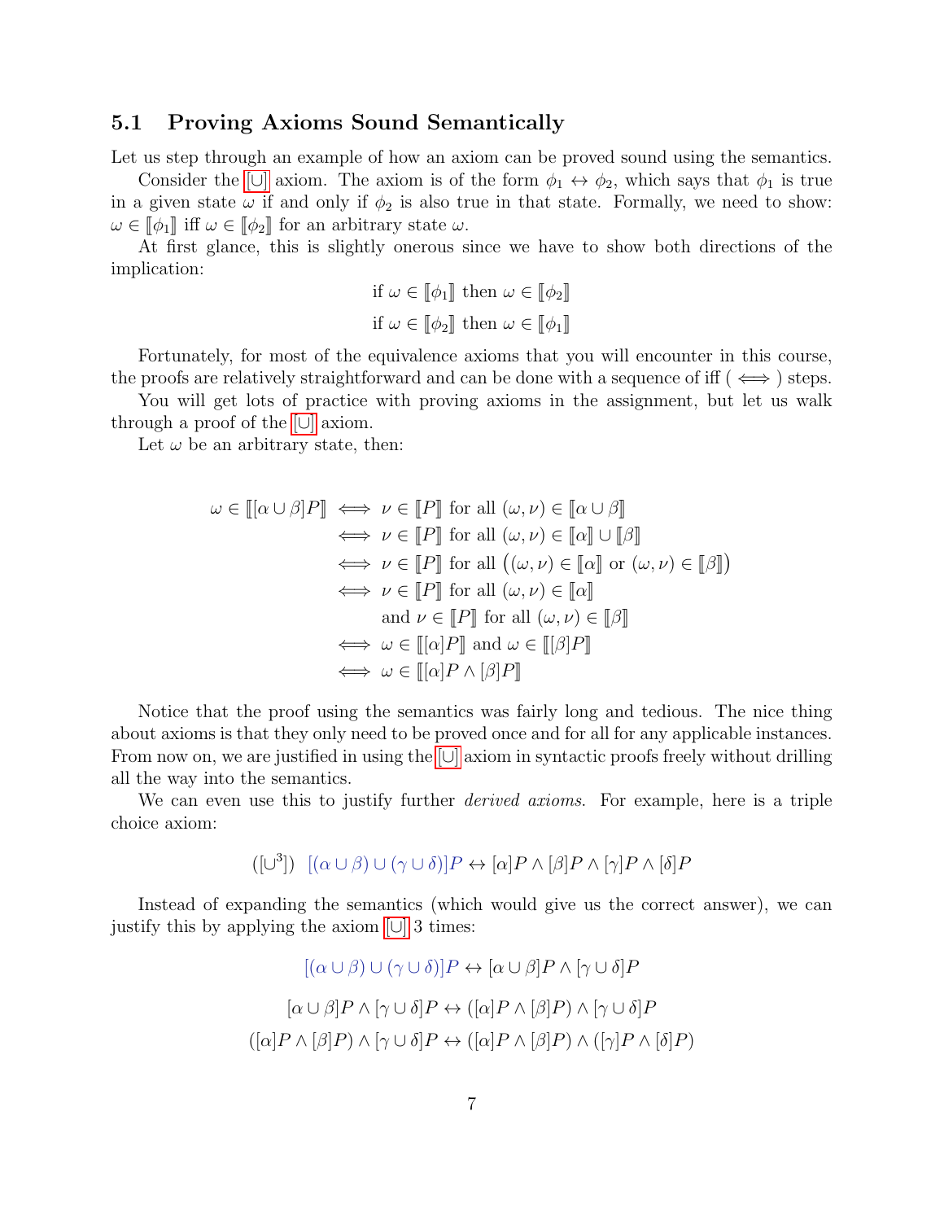### 5.1 Proving Axioms Sound Semantically

Let us step through an example of how an axiom can be proved sound using the semantics.

Consider the $[\cup]$ axiom. The axiom is of the form $\phi_1 \leftrightarrow \phi_2$, which says that $\phi_1$ is true in a given state $\omega$ if and only if $\phi_2$ is also true in that state. Formally, we need to show: $\omega \in [\![\phi_1]\!]$ iff $\omega \in [\![\phi_2]\!]$ for an arbitrary state $\omega$.

At first glance, this is slightly onerous since we have to show both directions of the implication:

$$\text{if } \omega \in [\![\phi_1]\!] \text{ then } \omega \in [\![\phi_2]\!]$$

$$\text{if } \omega \in [\![\phi_2]\!] \text{ then } \omega \in [\![\phi_1]\!]$$

Fortunately, for most of the equivalence axioms that you will encounter in this course, the proofs are relatively straightforward and can be done with a sequence of iff ( $\iff$ ) steps.

You will get lots of practice with proving axioms in the assignment, but let us walk through a proof of the $[\cup]$ axiom.

Let $\omega$ be an arbitrary state, then:

$$\begin{aligned}
\omega \in [\![[\alpha \cup \beta]P]\!] &\iff \nu \in [\![P]\!] \text{ for all } (\omega, \nu) \in [\![\alpha \cup \beta]\!] \\
&\iff \nu \in [\![P]\!] \text{ for all } (\omega, \nu) \in [\![\alpha]\!] \cup [\![\beta]\!] \\
&\iff \nu \in [\![P]\!] \text{ for all } \big((\omega, \nu) \in [\![\alpha]\!] \text{ or } (\omega, \nu) \in [\![\beta]\!]\big) \\
&\iff \nu \in [\![P]\!] \text{ for all } (\omega, \nu) \in [\![\alpha]\!] \\
&\qquad \text{and } \nu \in [\![P]\!] \text{ for all } (\omega, \nu) \in [\![\beta]\!] \\
&\iff \omega \in [\![[\alpha]P]\!] \text{ and } \omega \in [\![[\beta]P]\!] \\
&\iff \omega \in [\![[\alpha]P \wedge [\beta]P]\!]
\end{aligned}$$

Notice that the proof using the semantics was fairly long and tedious. The nice thing about axioms is that they only need to be proved once and for all for any applicable instances. From now on, we are justified in using the $[\cup]$ axiom in syntactic proofs freely without drilling all the way into the semantics.

We can even use this to justify further *derived axioms*. For example, here is a triple choice axiom:

$$([\cup^3]) \quad [(\alpha \cup \beta) \cup (\gamma \cup \delta)]P \leftrightarrow [\alpha]P \wedge [\beta]P \wedge [\gamma]P \wedge [\delta]P$$

Instead of expanding the semantics (which would give us the correct answer), we can justify this by applying the axiom $[\cup]$ 3 times:

$$[(\alpha \cup \beta) \cup (\gamma \cup \delta)]P \leftrightarrow [\alpha \cup \beta]P \wedge [\gamma \cup \delta]P$$

$$[\alpha \cup \beta]P \wedge [\gamma \cup \delta]P \leftrightarrow ([\alpha]P \wedge [\beta]P) \wedge [\gamma \cup \delta]P$$

$$([\alpha]P \wedge [\beta]P) \wedge [\gamma \cup \delta]P \leftrightarrow ([\alpha]P \wedge [\beta]P) \wedge ([\gamma]P \wedge [\delta]P)$$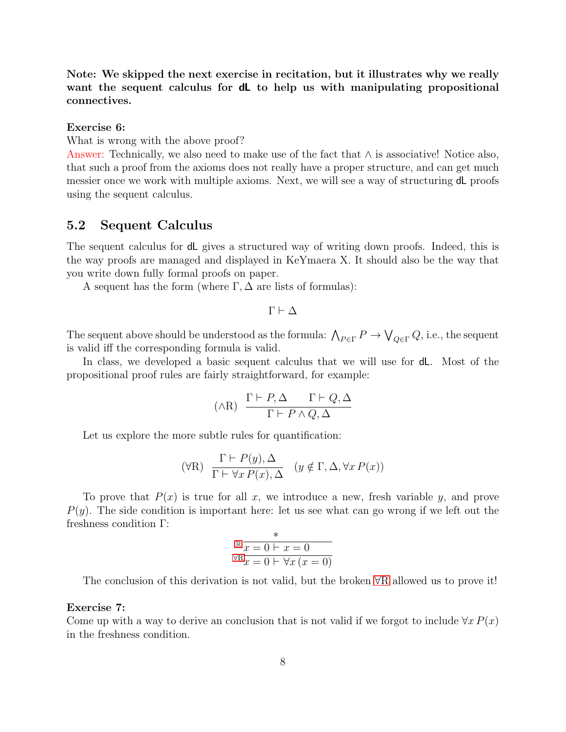**Note: We skipped the next exercise in recitation, but it illustrates why we really want the sequent calculus for dL to help us with manipulating propositional connectives.**

**Exercise 6:**
What is wrong with the above proof?
Answer: Technically, we also need to make use of the fact that $\wedge$ is associative! Notice also, that such a proof from the axioms does not really have a proper structure, and can get much messier once we work with multiple axioms. Next, we will see a way of structuring dL proofs using the sequent calculus.

## 5.2 Sequent Calculus

The sequent calculus for dL gives a structured way of writing down proofs. Indeed, this is the way proofs are managed and displayed in KeYmaera X. It should also be the way that you write down fully formal proofs on paper.

A sequent has the form (where $\Gamma, \Delta$ are lists of formulas):

$$\Gamma \vdash \Delta$$

The sequent above should be understood as the formula: $\bigwedge_{P\in\Gamma} P \to \bigvee_{Q\in\Gamma} Q$, i.e., the sequent is valid iff the corresponding formula is valid.

In class, we developed a basic sequent calculus that we will use for dL. Most of the propositional proof rules are fairly straightforward, for example:

$$(\wedge\text{R}) \ \frac{\Gamma \vdash P, \Delta \qquad \Gamma \vdash Q, \Delta}{\Gamma \vdash P \wedge Q, \Delta}$$

Let us explore the more subtle rules for quantification:

$$(\forall\text{R}) \ \frac{\Gamma \vdash P(y), \Delta}{\Gamma \vdash \forall x\, P(x), \Delta} \quad (y \notin \Gamma, \Delta, \forall x\, P(x))$$

To prove that $P(x)$ is true for all $x$, we introduce a new, fresh variable $y$, and prove $P(y)$. The side condition is important here: let us see what can go wrong if we left out the freshness condition $\Gamma$:

$$\dfrac{\mathbb{R}\ \dfrac{*}{x = 0 \vdash x = 0}}{\forall\text{R}\ \ x = 0 \vdash \forall x\,(x = 0)}$$

The conclusion of this derivation is not valid, but the broken $\forall$R allowed us to prove it!

**Exercise 7:**
Come up with a way to derive an conclusion that is not valid if we forgot to include $\forall x\, P(x)$ in the freshness condition.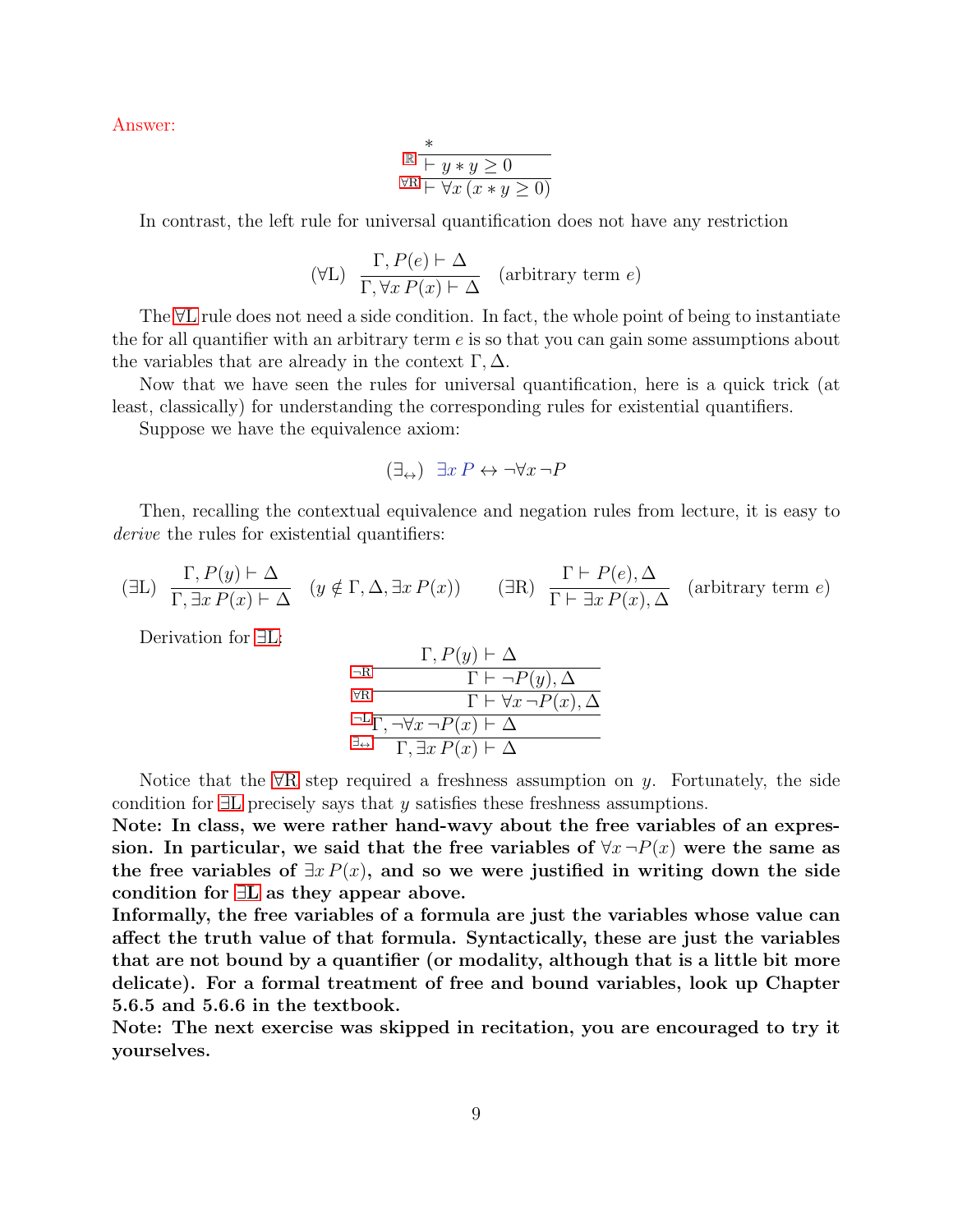Answer:

$$\dfrac{\dfrac{*}{\vdash y * y \geq 0}\ \mathbb{R}}{\vdash \forall x\, (x * y \geq 0)}\ \forall\text{R}$$

In contrast, the left rule for universal quantification does not have any restriction

$$(\forall\text{L})\quad \frac{\Gamma, P(e) \vdash \Delta}{\Gamma, \forall x\, P(x) \vdash \Delta} \quad (\text{arbitrary term } e)$$

The ∀L rule does not need a side condition. In fact, the whole point of being to instantiate the for all quantifier with an arbitrary term $e$ is so that you can gain some assumptions about the variables that are already in the context $\Gamma, \Delta$.

Now that we have seen the rules for universal quantification, here is a quick trick (at least, classically) for understanding the corresponding rules for existential quantifiers.

Suppose we have the equivalence axiom:

$$(\exists_{\leftrightarrow})\quad \exists x\, P \leftrightarrow \neg \forall x\, \neg P$$

Then, recalling the contextual equivalence and negation rules from lecture, it is easy to *derive* the rules for existential quantifiers:

$$(\exists\text{L})\quad \frac{\Gamma, P(y) \vdash \Delta}{\Gamma, \exists x\, P(x) \vdash \Delta} \quad (y \notin \Gamma, \Delta, \exists x\, P(x)) \qquad (\exists\text{R})\quad \frac{\Gamma \vdash P(e), \Delta}{\Gamma \vdash \exists x\, P(x), \Delta} \quad (\text{arbitrary term } e)$$

Derivation for ∃L:

$$\dfrac{\dfrac{\dfrac{\dfrac{\Gamma, P(y) \vdash \Delta}{\Gamma \vdash \neg P(y), \Delta}\ \neg\text{R}}{\Gamma \vdash \forall x\, \neg P(x), \Delta}\ \forall\text{R}}{\Gamma, \neg\forall x\, \neg P(x) \vdash \Delta}\ \neg\text{L}}{\Gamma, \exists x\, P(x) \vdash \Delta}\ \exists_{\leftrightarrow}$$

Notice that the ∀R step required a freshness assumption on $y$. Fortunately, the side condition for ∃L precisely says that $y$ satisfies these freshness assumptions.

**Note: In class, we were rather hand-wavy about the free variables of an expression. In particular, we said that the free variables of $\forall x\, \neg P(x)$ were the same as the free variables of $\exists x\, P(x)$, and so we were justified in writing down the side condition for ∃L as they appear above.**

**Informally, the free variables of a formula are just the variables whose value can affect the truth value of that formula. Syntactically, these are just the variables that are not bound by a quantifier (or modality, although that is a little bit more delicate). For a formal treatment of free and bound variables, look up Chapter 5.6.5 and 5.6.6 in the textbook.**

**Note: The next exercise was skipped in recitation, you are encouraged to try it yourselves.**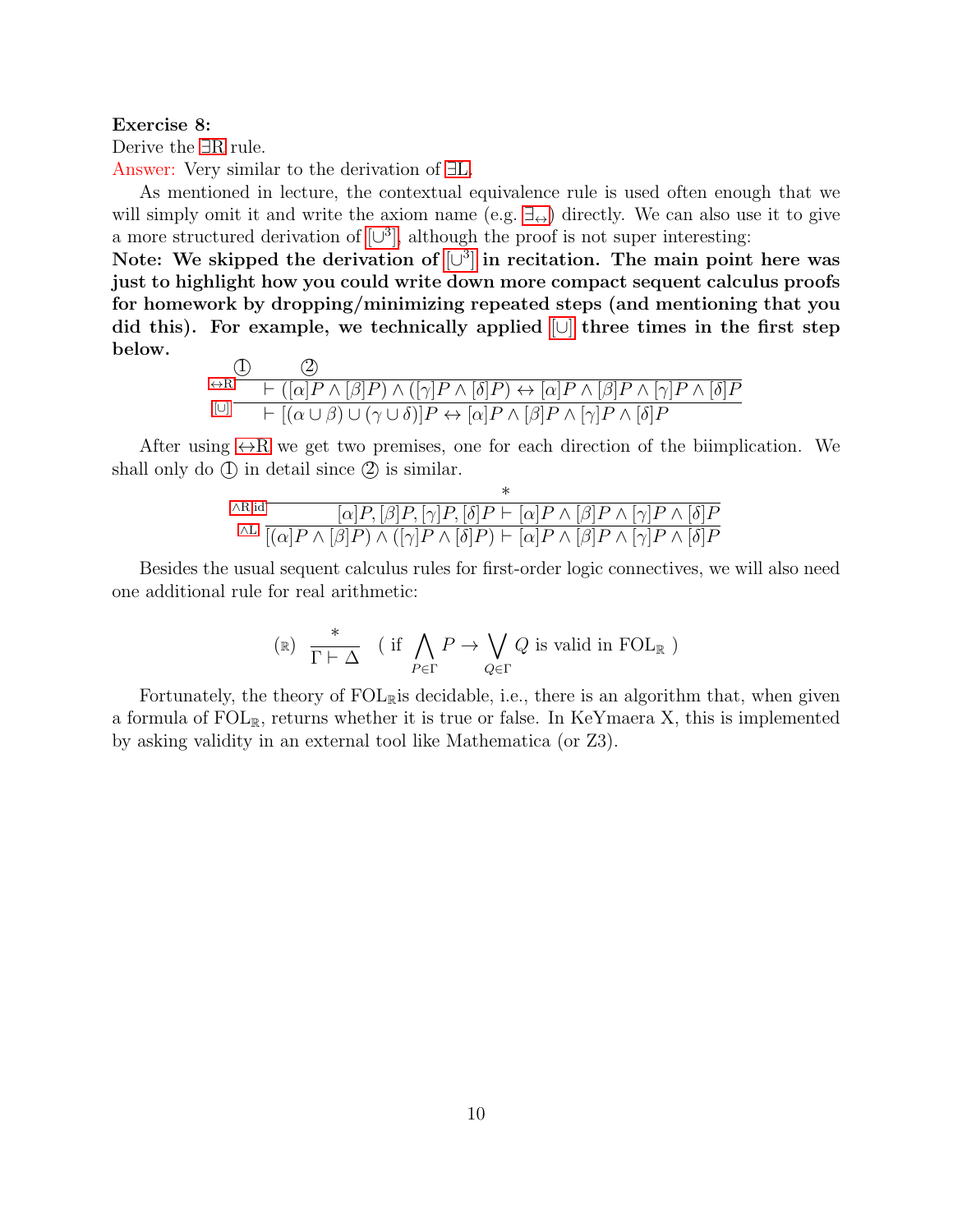**Exercise 8:**

Derive the $\exists R$ rule.

Answer: Very similar to the derivation of $\exists L$.

As mentioned in lecture, the contextual equivalence rule is used often enough that we will simply omit it and write the axiom name (e.g. $\exists_\leftrightarrow$) directly. We can also use it to give a more structured derivation of $[\cup^3]$, although the proof is not super interesting:

**Note: We skipped the derivation of $[\cup^3]$ in recitation. The main point here was just to highlight how you could write down more compact sequent calculus proofs for homework by dropping/minimizing repeated steps (and mentioning that you did this). For example, we technically applied $[\cup]$ three times in the first step below.**

$$\dfrac{\dfrac{\text{①} \qquad \text{②}}{\vdash ([\alpha]P \wedge [\beta]P) \wedge ([\gamma]P \wedge [\delta]P) \leftrightarrow [\alpha]P \wedge [\beta]P \wedge [\gamma]P \wedge [\delta]P}\,{\leftrightarrow}\text{R}}{\vdash [(\alpha \cup \beta) \cup (\gamma \cup \delta)]P \leftrightarrow [\alpha]P \wedge [\beta]P \wedge [\gamma]P \wedge [\delta]P}\,[\cup]$$

After using $\leftrightarrow$R we get two premises, one for each direction of the biimplication. We shall only do ① in detail since ② is similar.

$$\dfrac{\dfrac{*}{[\alpha]P, [\beta]P, [\gamma]P, [\delta]P \vdash [\alpha]P \wedge [\beta]P \wedge [\gamma]P \wedge [\delta]P}\,\wedge\text{R id}}{[(\alpha]P \wedge [\beta]P) \wedge ([\gamma]P \wedge [\delta]P) \vdash [\alpha]P \wedge [\beta]P \wedge [\gamma]P \wedge [\delta]P}\,\wedge\text{L}$$

Besides the usual sequent calculus rules for first-order logic connectives, we will also need one additional rule for real arithmetic:

$$(\mathbb{R}) \quad \dfrac{*}{\Gamma \vdash \Delta} \quad \left(\text{ if } \bigwedge_{P \in \Gamma} P \to \bigvee_{Q \in \Gamma} Q \text{ is valid in } \mathrm{FOL}_{\mathbb{R}} \right)$$

Fortunately, the theory of $\mathrm{FOL}_{\mathbb{R}}$is decidable, i.e., there is an algorithm that, when given a formula of $\mathrm{FOL}_{\mathbb{R}}$, returns whether it is true or false. In KeYmaera X, this is implemented by asking validity in an external tool like Mathematica (or Z3).